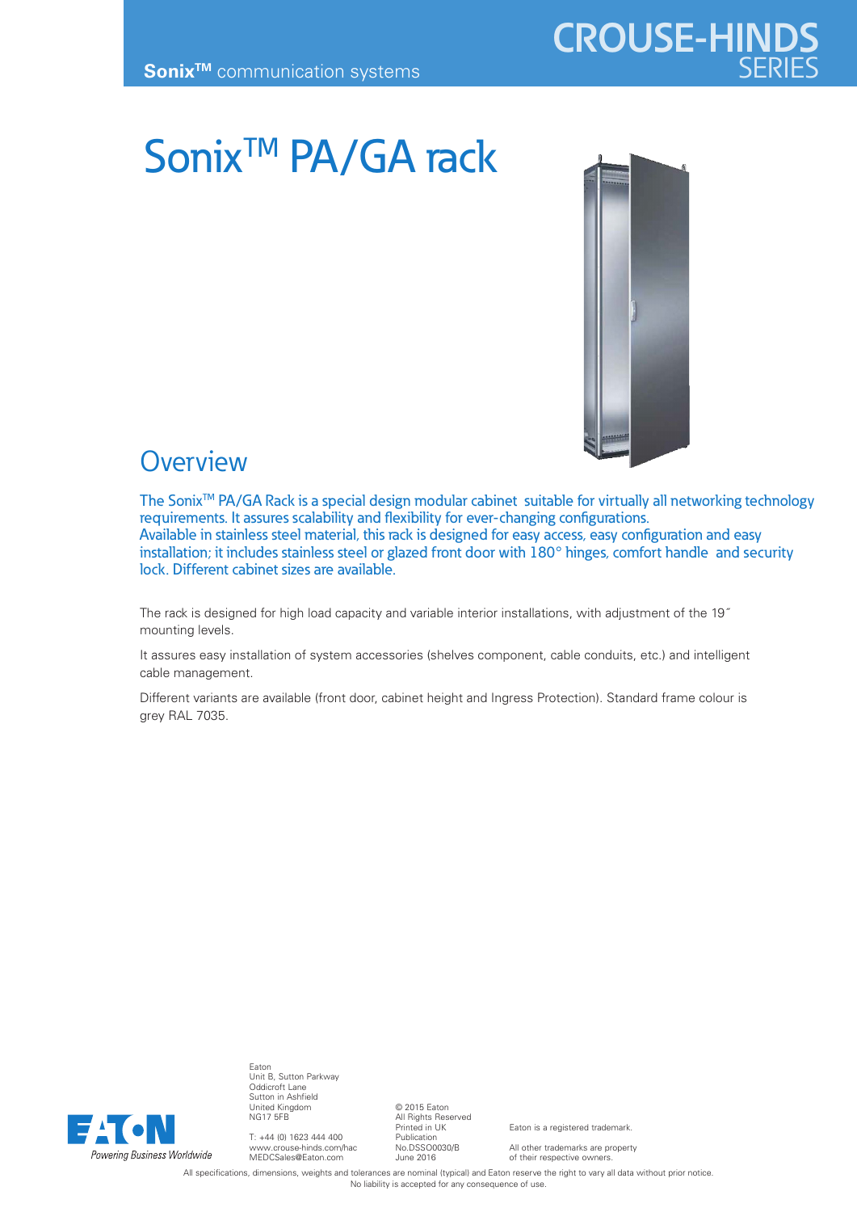**Sonix™** communication systems

CROUSE-HINDS SERIES

# Sonix™ PA/GA rack

## Overview

The Sonix™ PA/GA Rack is a special design modular cabinet suitable for virtually all networking technology requirements. It assures scalability and flexibility for ever-changing configurations.
Available in stainless steel material, this rack is designed for easy access, easy configuration and easy installation; it includes stainless steel or glazed front door with 180° hinges, comfort handle and security lock. Different cabinet sizes are available.

The rack is designed for high load capacity and variable interior installations, with adjustment of the 19˝ mounting levels.

It assures easy installation of system accessories (shelves component, cable conduits, etc.) and intelligent cable management.

Different variants are available (front door, cabinet height and Ingress Protection). Standard frame colour is grey RAL 7035.

EATON
*Powering Business Worldwide*

Eaton
Unit B, Sutton Parkway
Oddicroft Lane
Sutton in Ashfield
United Kingdom
NG17 5FB

T: +44 (0) 1623 444 400
www.crouse-hinds.com/hac
MEDCSales@Eaton.com

© 2015 Eaton
All Rights Reserved
Printed in UK
Publication
No.DSSO0030/B
June 2016

Eaton is a registered trademark.

All other trademarks are property of their respective owners.

All specifications, dimensions, weights and tolerances are nominal (typical) and Eaton reserve the right to vary all data without prior notice.
No liability is accepted for any consequence of use.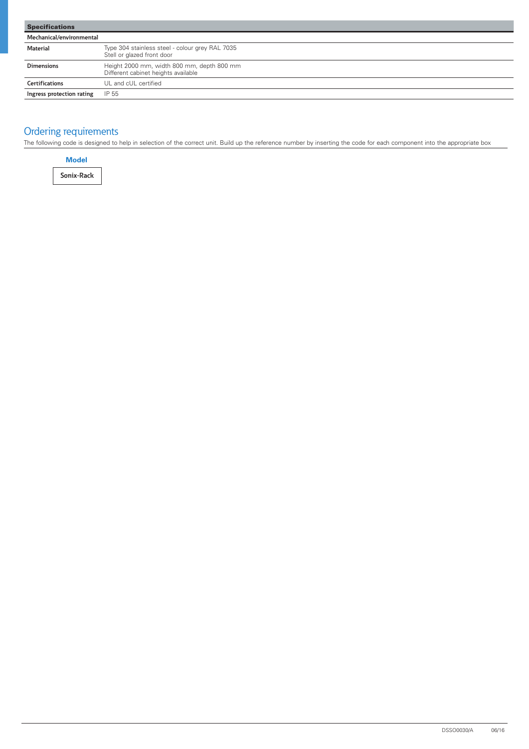| Specifications | |
|---|---|
| **Mechanical/environmental** | |
| **Material** | Type 304 stainless steel - colour grey RAL 7035<br>Stell or glazed front door |
| **Dimensions** | Height 2000 mm, width 800 mm, depth 800 mm<br>Different cabinet heights available |
| **Certifications** | UL and cUL certified |
| **Ingress protection rating** | IP 55 |

## Ordering requirements

The following code is designed to help in selection of the correct unit. Build up the reference number by inserting the code for each component into the appropriate box

| Model |
|---|
| Sonix-Rack |

DSSO0030/A 06/16